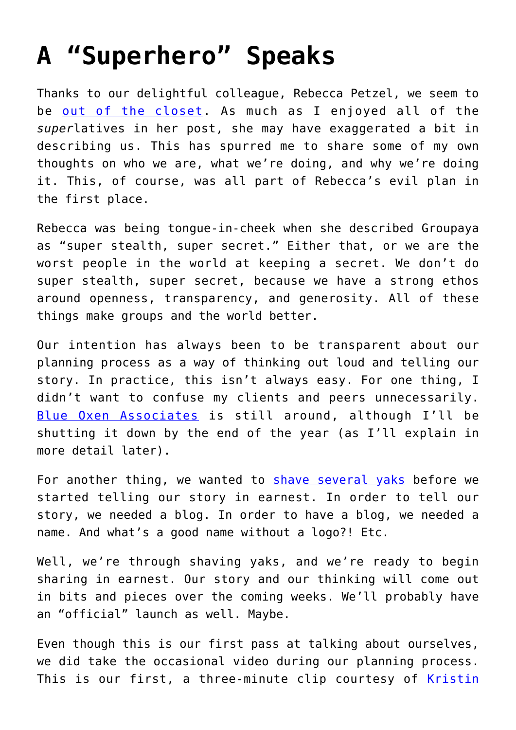# A "Superhero" Speaks

Thanks to our delightful colleague, Rebecca Petzel, we seem to be out of the closet. As much as I enjoyed all of the *super*latives in her post, she may have exaggerated a bit in describing us. This has spurred me to share some of my own thoughts on who we are, what we're doing, and why we're doing it. This, of course, was all part of Rebecca's evil plan in the first place.

Rebecca was being tongue-in-cheek when she described Groupaya as "super stealth, super secret." Either that, or we are the worst people in the world at keeping a secret. We don't do super stealth, super secret, because we have a strong ethos around openness, transparency, and generosity. All of these things make groups and the world better.

Our intention has always been to be transparent about our planning process as a way of thinking out loud and telling our story. In practice, this isn't always easy. For one thing, I didn't want to confuse my clients and peers unnecessarily. Blue Oxen Associates is still around, although I'll be shutting it down by the end of the year (as I'll explain in more detail later).

For another thing, we wanted to shave several yaks before we started telling our story in earnest. In order to tell our story, we needed a blog. In order to have a blog, we needed a name. And what's a good name without a logo?! Etc.

Well, we're through shaving yaks, and we're ready to begin sharing in earnest. Our story and our thinking will come out in bits and pieces over the coming weeks. We'll probably have an "official" launch as well. Maybe.

Even though this is our first pass at talking about ourselves, we did take the occasional video during our planning process. This is our first, a three-minute clip courtesy of Kristin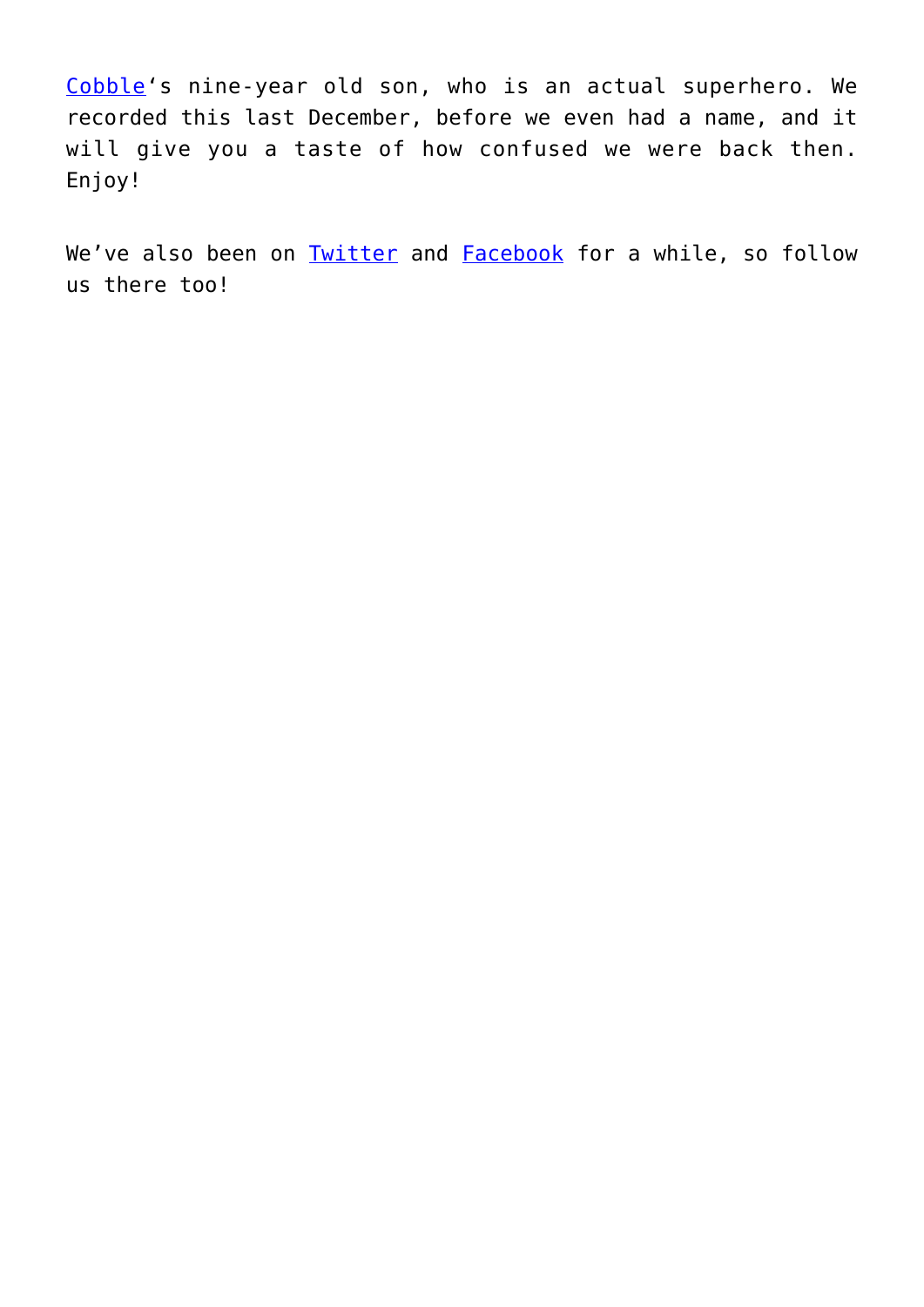Cobble's nine-year old son, who is an actual superhero. We recorded this last December, before we even had a name, and it will give you a taste of how confused we were back then. Enjoy!

We've also been on Twitter and Facebook for a while, so follow us there too!